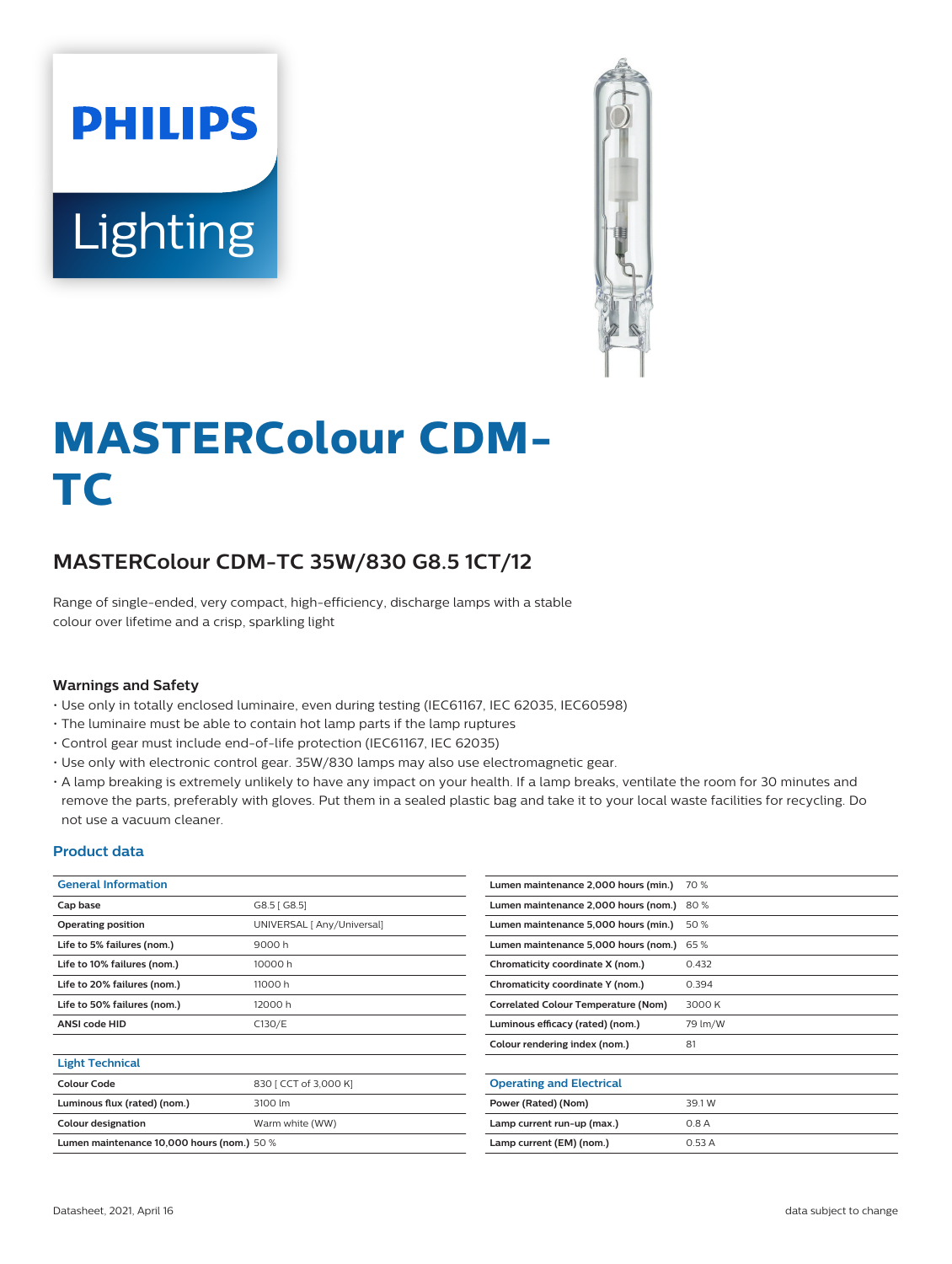# MASTERColour CDM-TC

## MASTERColour CDM-TC 35W/830 G8.5 1CT/12

Range of single-ended, very compact, high-efficiency, discharge lamps with a stable colour over lifetime and a crisp, sparkling light

### Warnings and Safety

- Use only in totally enclosed luminaire, even during testing (IEC61167, IEC 62035, IEC60598)
- The luminaire must be able to contain hot lamp parts if the lamp ruptures
- Control gear must include end-of-life protection (IEC61167, IEC 62035)
- Use only with electronic control gear. 35W/830 lamps may also use electromagnetic gear.
- A lamp breaking is extremely unlikely to have any impact on your health. If a lamp breaks, ventilate the room for 30 minutes and remove the parts, preferably with gloves. Put them in a sealed plastic bag and take it to your local waste facilities for recycling. Do not use a vacuum cleaner.

### Product data

| General Information | |
|---|---|
| Cap base | G8.5 [ G8.5] |
| Operating position | UNIVERSAL [ Any/Universal] |
| Life to 5% failures (nom.) | 9000 h |
| Life to 10% failures (nom.) | 10000 h |
| Life to 20% failures (nom.) | 11000 h |
| Life to 50% failures (nom.) | 12000 h |
| ANSI code HID | C130/E |

| Light Technical | |
|---|---|
| Colour Code | 830 [ CCT of 3,000 K] |
| Luminous flux (rated) (nom.) | 3100 lm |
| Colour designation | Warm white (WW) |
| Lumen maintenance 10,000 hours (nom.) | 50 % |
| Lumen maintenance 2,000 hours (min.) | 70 % |
| Lumen maintenance 2,000 hours (nom.) | 80 % |
| Lumen maintenance 5,000 hours (min.) | 50 % |
| Lumen maintenance 5,000 hours (nom.) | 65 % |
| Chromaticity coordinate X (nom.) | 0.432 |
| Chromaticity coordinate Y (nom.) | 0.394 |
| Correlated Colour Temperature (Nom) | 3000 K |
| Luminous efficacy (rated) (nom.) | 79 lm/W |
| Colour rendering index (nom.) | 81 |

| Operating and Electrical | |
|---|---|
| Power (Rated) (Nom) | 39.1 W |
| Lamp current run-up (max.) | 0.8 A |
| Lamp current (EM) (nom.) | 0.53 A |

Datasheet, 2021, April 16 | data subject to change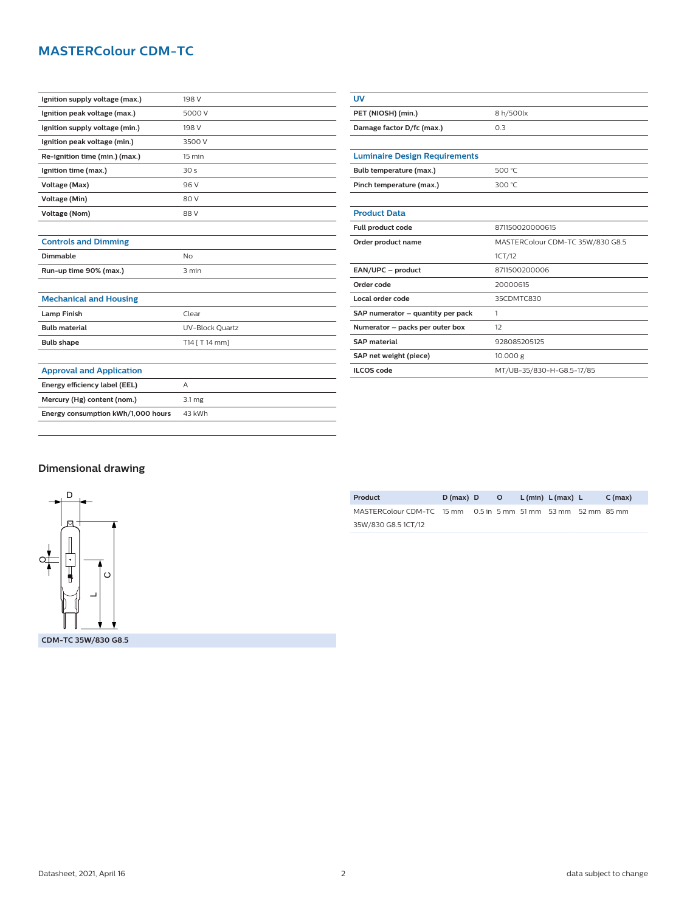# MASTERColour CDM-TC

| | |
|---|---|
| Ignition supply voltage (max.) | 198 V |
| Ignition peak voltage (max.) | 5000 V |
| Ignition supply voltage (min.) | 198 V |
| Ignition peak voltage (min.) | 3500 V |
| Re-ignition time (min.) (max.) | 15 min |
| Ignition time (max.) | 30 s |
| Voltage (Max) | 96 V |
| Voltage (Min) | 80 V |
| Voltage (Nom) | 88 V |

### Controls and Dimming

| | |
|---|---|
| Dimmable | No |
| Run-up time 90% (max.) | 3 min |

### Mechanical and Housing

| | |
|---|---|
| Lamp Finish | Clear |
| Bulb material | UV-Block Quartz |
| Bulb shape | T14 [ T 14 mm] |

### Approval and Application

| | |
|---|---|
| Energy efficiency label (EEL) | A |
| Mercury (Hg) content (nom.) | 3.1 mg |
| Energy consumption kWh/1,000 hours | 43 kWh |

### UV

| | |
|---|---|
| PET (NIOSH) (min.) | 8 h/500lx |
| Damage factor D/fc (max.) | 0.3 |

### Luminaire Design Requirements

| | |
|---|---|
| Bulb temperature (max.) | 500 °C |
| Pinch temperature (max.) | 300 °C |

### Product Data

| | |
|---|---|
| Full product code | 871150020000615 |
| Order product name | MASTERColour CDM-TC 35W/830 G8.5 1CT/12 |
| EAN/UPC – product | 8711500200006 |
| Order code | 20000615 |
| Local order code | 35CDMTC830 |
| SAP numerator – quantity per pack | 1 |
| Numerator – packs per outer box | 12 |
| SAP material | 928085205125 |
| SAP net weight (piece) | 10.000 g |
| ILCOS code | MT/UB-35/830-H-G8.5-17/85 |

## Dimensional drawing

CDM-TC 35W/830 G8.5

| Product | D (max) | D | O | L (min) | L (max) | L | C (max) |
|---|---|---|---|---|---|---|---|
| MASTERColour CDM-TC 35W/830 G8.5 1CT/12 | 15 mm | 0.5 in | 5 mm | 51 mm | 53 mm | 52 mm | 85 mm |

Datasheet, 2021, April 16

data subject to change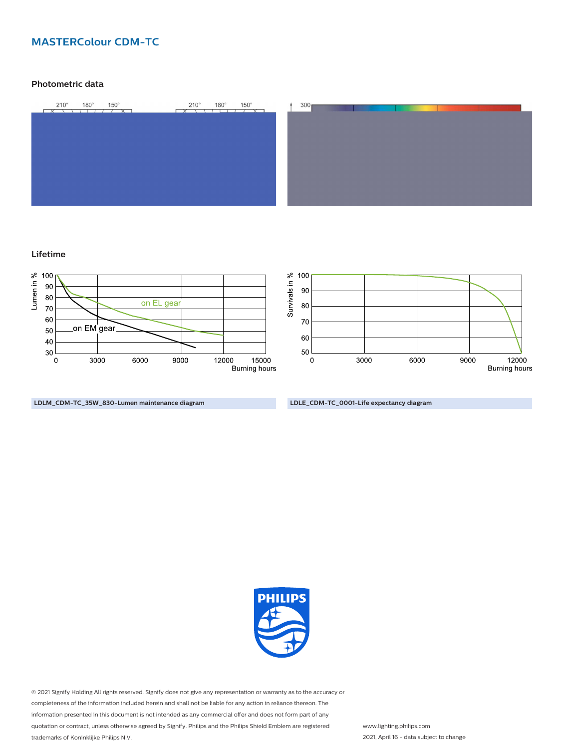## MASTERColour CDM-TC

### Photometric data

210° 180° 150°

210° 180° 150°

300

### Lifetime

Lumen in %
100
90
80
70
60
50
40
30
0 3000 6000 9000 12000 15000
Burning hours
on EL gear
on EM gear

Survivals in %
100
90
80
70
60
50
0 3000 6000 9000 12000
Burning hours

**LDLM_CDM-TC_35W_830-Lumen maintenance diagram**

**LDLE_CDM-TC_0001-Life expectancy diagram**

PHILIPS

© 2021 Signify Holding All rights reserved. Signify does not give any representation or warranty as to the accuracy or completeness of the information included herein and shall not be liable for any action in reliance thereon. The information presented in this document is not intended as any commercial offer and does not form part of any quotation or contract, unless otherwise agreed by Signify. Philips and the Philips Shield Emblem are registered trademarks of Koninklijke Philips N.V.

www.lighting.philips.com

2021, April 16 - data subject to change